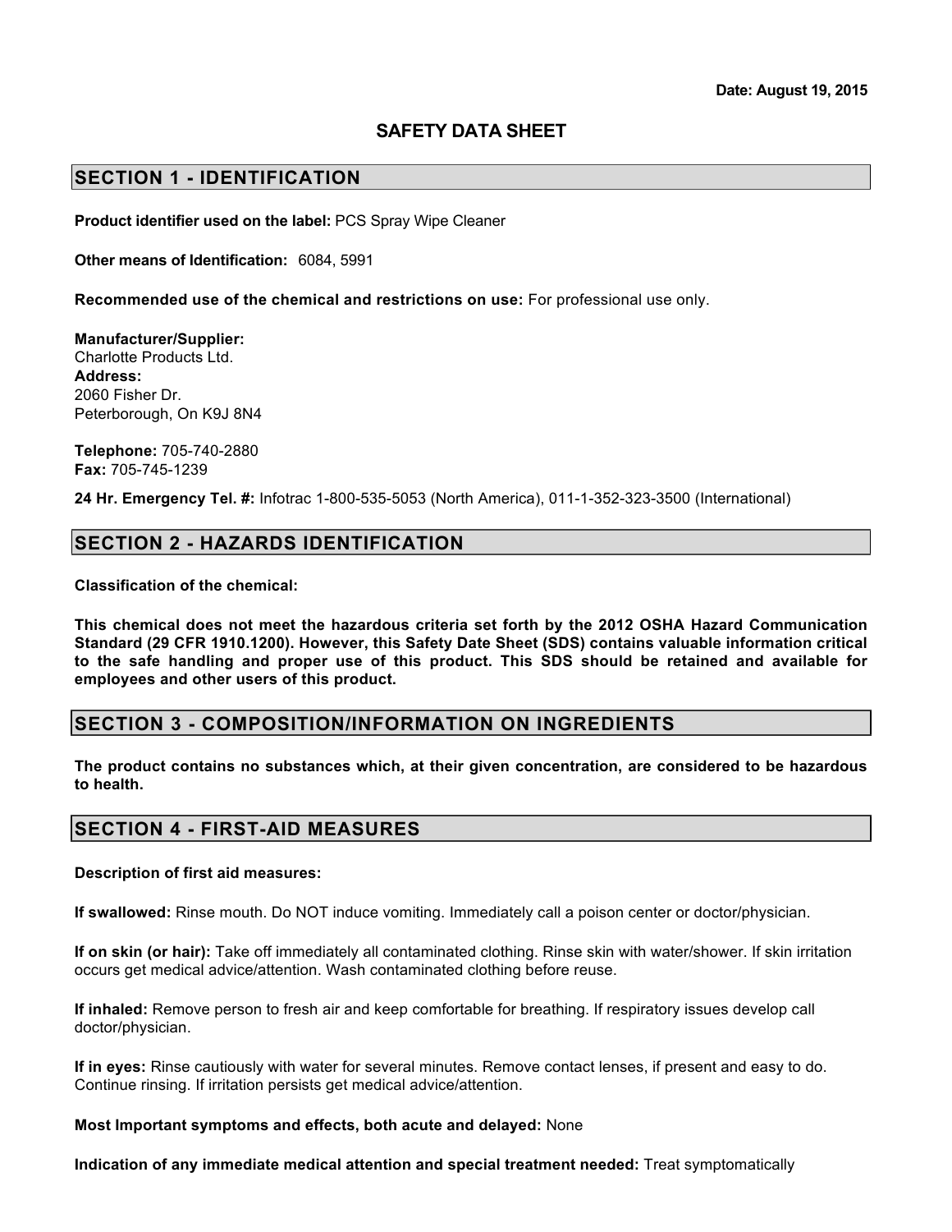**Date: August 19, 2015**

# SAFETY DATA SHEET

## SECTION 1 - IDENTIFICATION

**Product identifier used on the label:** PCS Spray Wipe Cleaner

**Other means of Identification:** 6084, 5991

**Recommended use of the chemical and restrictions on use:** For professional use only.

**Manufacturer/Supplier:**
Charlotte Products Ltd.
**Address:**
2060 Fisher Dr.
Peterborough, On K9J 8N4

**Telephone:** 705-740-2880
**Fax:** 705-745-1239

**24 Hr. Emergency Tel. #:** Infotrac 1-800-535-5053 (North America), 011-1-352-323-3500 (International)

## SECTION 2 - HAZARDS IDENTIFICATION

**Classification of the chemical:**

**This chemical does not meet the hazardous criteria set forth by the 2012 OSHA Hazard Communication Standard (29 CFR 1910.1200). However, this Safety Date Sheet (SDS) contains valuable information critical to the safe handling and proper use of this product. This SDS should be retained and available for employees and other users of this product.**

## SECTION 3 - COMPOSITION/INFORMATION ON INGREDIENTS

**The product contains no substances which, at their given concentration, are considered to be hazardous to health.**

## SECTION 4 - FIRST-AID MEASURES

**Description of first aid measures:**

**If swallowed:** Rinse mouth. Do NOT induce vomiting. Immediately call a poison center or doctor/physician.

**If on skin (or hair):** Take off immediately all contaminated clothing. Rinse skin with water/shower. If skin irritation occurs get medical advice/attention. Wash contaminated clothing before reuse.

**If inhaled:** Remove person to fresh air and keep comfortable for breathing. If respiratory issues develop call doctor/physician.

**If in eyes:** Rinse cautiously with water for several minutes. Remove contact lenses, if present and easy to do. Continue rinsing. If irritation persists get medical advice/attention.

**Most Important symptoms and effects, both acute and delayed:** None

**Indication of any immediate medical attention and special treatment needed:** Treat symptomatically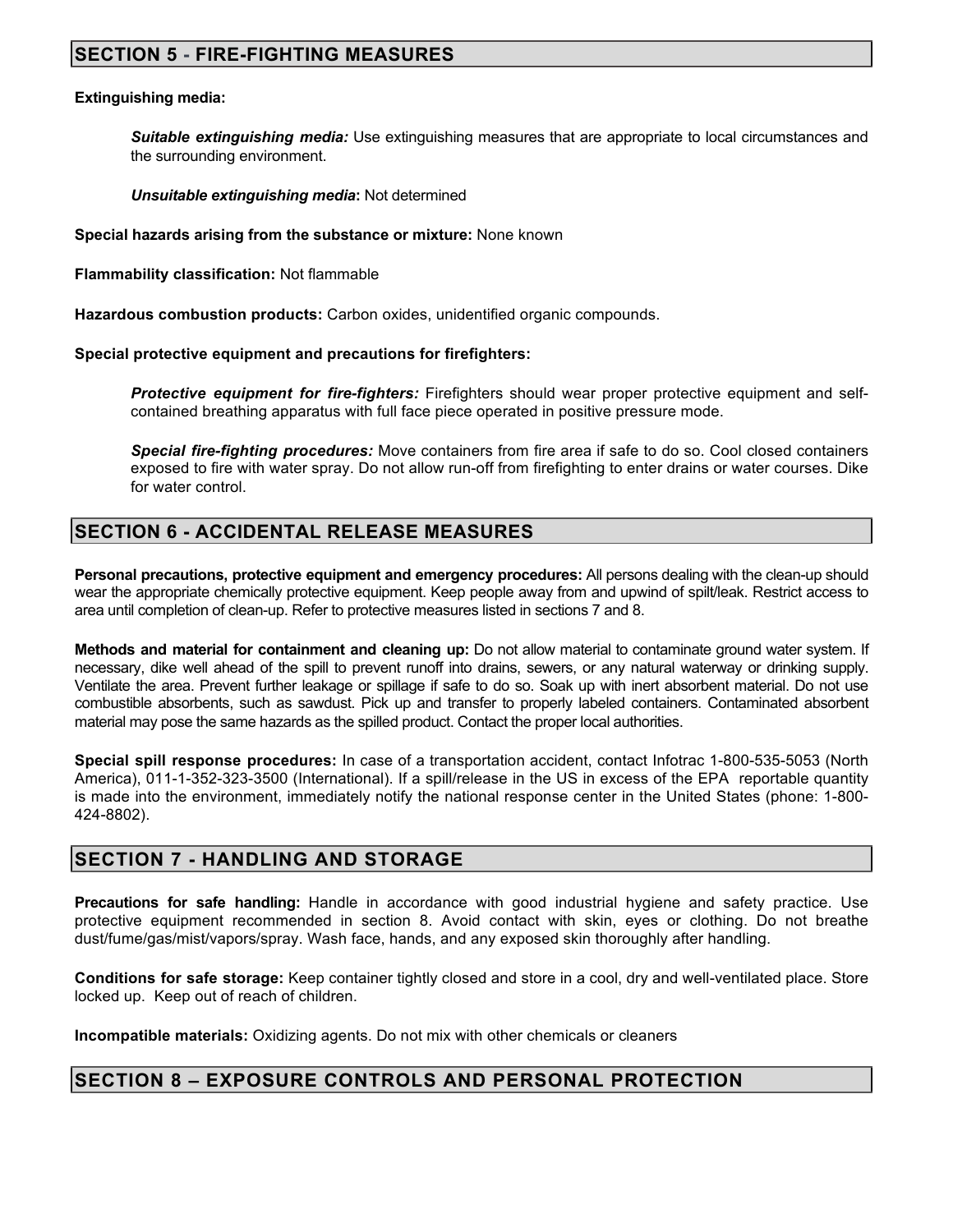## SECTION 5 - FIRE-FIGHTING MEASURES

**Extinguishing media:**

***Suitable extinguishing media:*** Use extinguishing measures that are appropriate to local circumstances and the surrounding environment.

***Unsuitable extinguishing media*:** Not determined

**Special hazards arising from the substance or mixture:** None known

**Flammability classification:** Not flammable

**Hazardous combustion products:** Carbon oxides, unidentified organic compounds.

**Special protective equipment and precautions for firefighters:**

***Protective equipment for fire-fighters:*** Firefighters should wear proper protective equipment and self-contained breathing apparatus with full face piece operated in positive pressure mode.

***Special fire-fighting procedures:*** Move containers from fire area if safe to do so. Cool closed containers exposed to fire with water spray. Do not allow run-off from firefighting to enter drains or water courses. Dike for water control.

## SECTION 6 - ACCIDENTAL RELEASE MEASURES

**Personal precautions, protective equipment and emergency procedures:** All persons dealing with the clean-up should wear the appropriate chemically protective equipment. Keep people away from and upwind of spilt/leak. Restrict access to area until completion of clean-up. Refer to protective measures listed in sections 7 and 8.

**Methods and material for containment and cleaning up:** Do not allow material to contaminate ground water system. If necessary, dike well ahead of the spill to prevent runoff into drains, sewers, or any natural waterway or drinking supply. Ventilate the area. Prevent further leakage or spillage if safe to do so. Soak up with inert absorbent material. Do not use combustible absorbents, such as sawdust. Pick up and transfer to properly labeled containers. Contaminated absorbent material may pose the same hazards as the spilled product. Contact the proper local authorities.

**Special spill response procedures:** In case of a transportation accident, contact Infotrac 1-800-535-5053 (North America), 011-1-352-323-3500 (International). If a spill/release in the US in excess of the EPA reportable quantity is made into the environment, immediately notify the national response center in the United States (phone: 1-800-424-8802).

## SECTION 7 - HANDLING AND STORAGE

**Precautions for safe handling:** Handle in accordance with good industrial hygiene and safety practice. Use protective equipment recommended in section 8. Avoid contact with skin, eyes or clothing. Do not breathe dust/fume/gas/mist/vapors/spray. Wash face, hands, and any exposed skin thoroughly after handling.

**Conditions for safe storage:** Keep container tightly closed and store in a cool, dry and well-ventilated place. Store locked up. Keep out of reach of children.

**Incompatible materials:** Oxidizing agents. Do not mix with other chemicals or cleaners

## SECTION 8 – EXPOSURE CONTROLS AND PERSONAL PROTECTION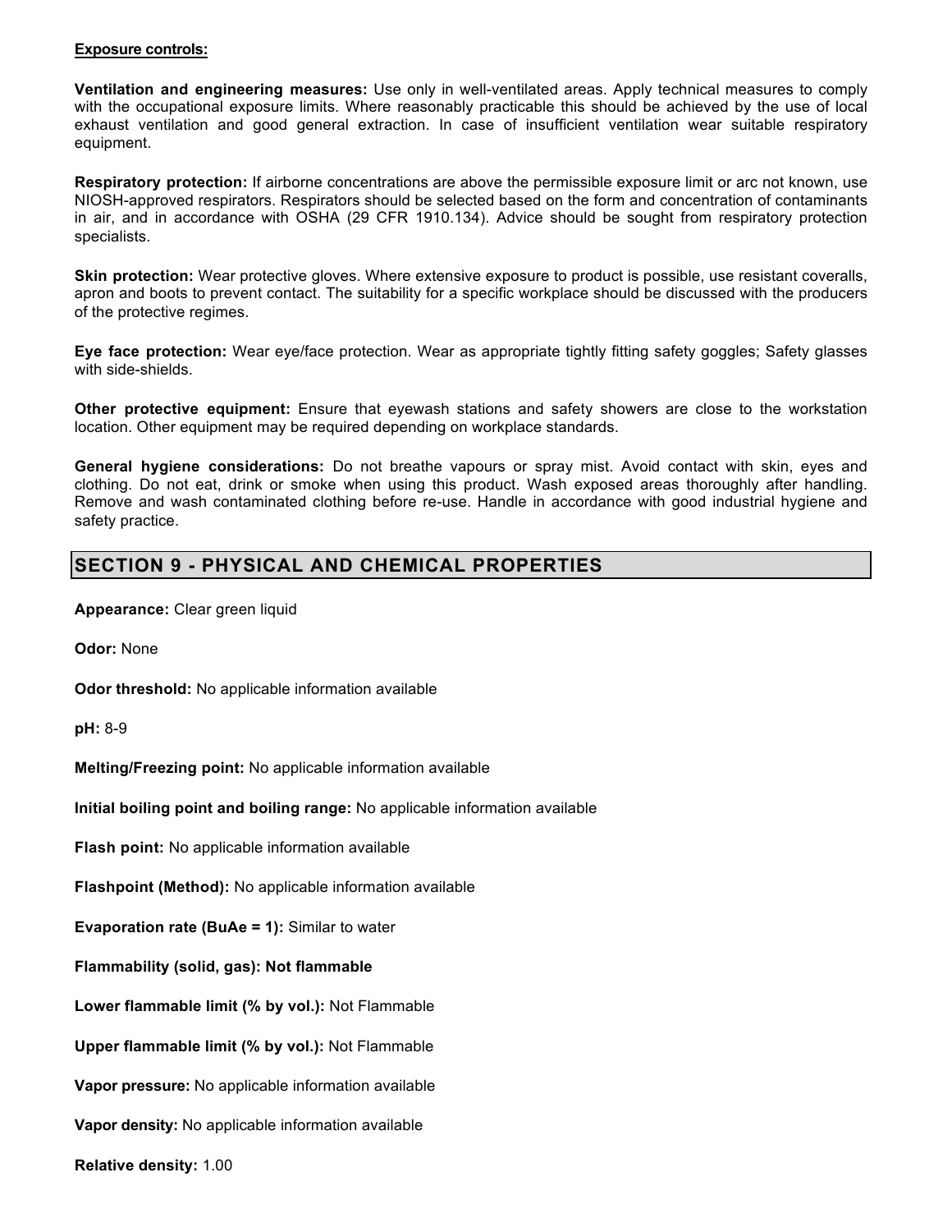**Exposure controls:**

**Ventilation and engineering measures:** Use only in well-ventilated areas. Apply technical measures to comply with the occupational exposure limits. Where reasonably practicable this should be achieved by the use of local exhaust ventilation and good general extraction. In case of insufficient ventilation wear suitable respiratory equipment.

**Respiratory protection:** If airborne concentrations are above the permissible exposure limit or arc not known, use NIOSH-approved respirators. Respirators should be selected based on the form and concentration of contaminants in air, and in accordance with OSHA (29 CFR 1910.134). Advice should be sought from respiratory protection specialists.

**Skin protection:** Wear protective gloves. Where extensive exposure to product is possible, use resistant coveralls, apron and boots to prevent contact. The suitability for a specific workplace should be discussed with the producers of the protective regimes.

**Eye face protection:** Wear eye/face protection. Wear as appropriate tightly fitting safety goggles; Safety glasses with side-shields.

**Other protective equipment:** Ensure that eyewash stations and safety showers are close to the workstation location. Other equipment may be required depending on workplace standards.

**General hygiene considerations:** Do not breathe vapours or spray mist. Avoid contact with skin, eyes and clothing. Do not eat, drink or smoke when using this product. Wash exposed areas thoroughly after handling. Remove and wash contaminated clothing before re-use. Handle in accordance with good industrial hygiene and safety practice.

## SECTION 9 - PHYSICAL AND CHEMICAL PROPERTIES

**Appearance:** Clear green liquid

**Odor:** None

**Odor threshold:** No applicable information available

**pH:** 8-9

**Melting/Freezing point:** No applicable information available

**Initial boiling point and boiling range:** No applicable information available

**Flash point:** No applicable information available

**Flashpoint (Method):** No applicable information available

**Evaporation rate (BuAe = 1):** Similar to water

**Flammability (solid, gas): Not flammable**

**Lower flammable limit (% by vol.):** Not Flammable

**Upper flammable limit (% by vol.):** Not Flammable

**Vapor pressure:** No applicable information available

**Vapor density:** No applicable information available

**Relative density:** 1.00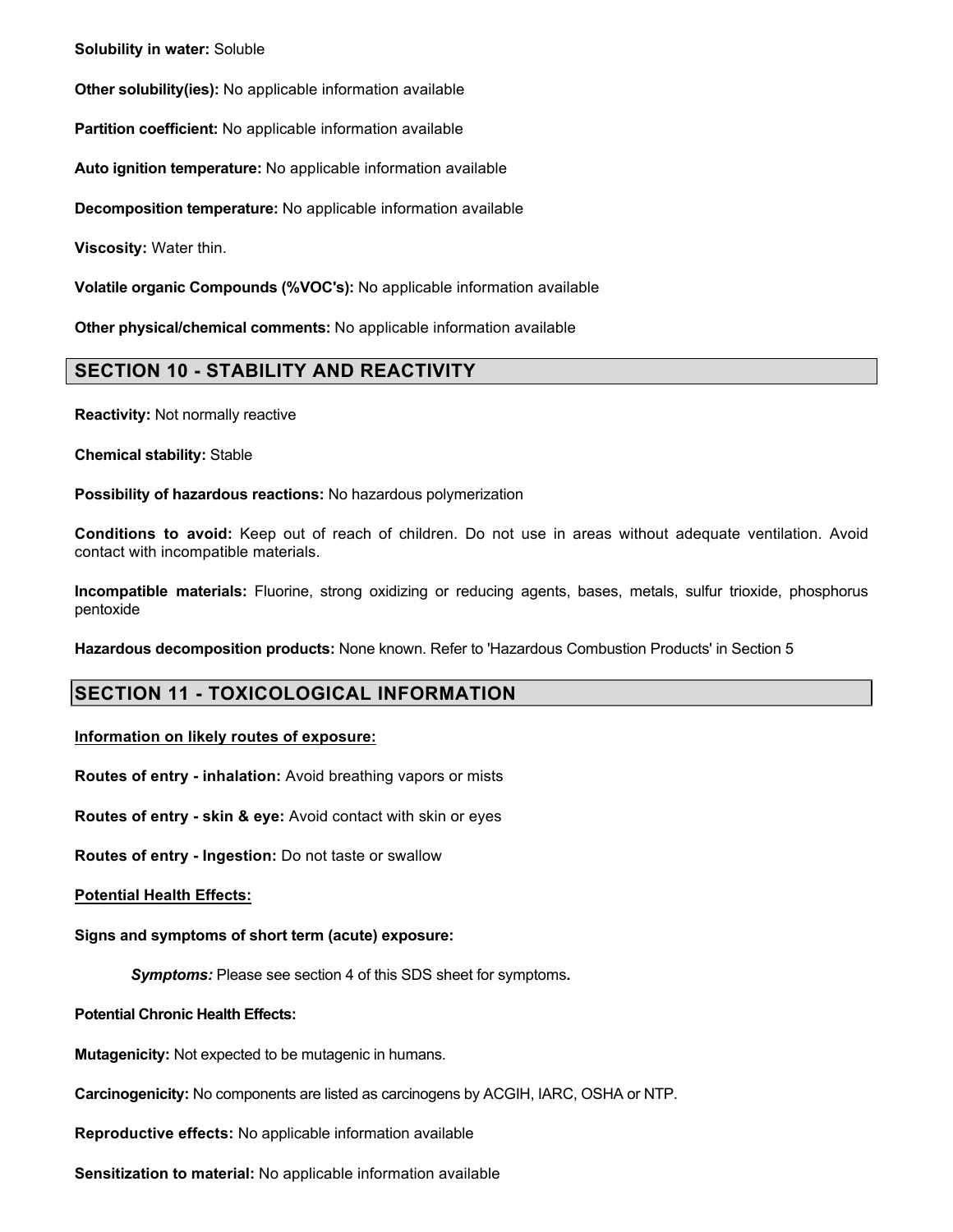**Solubility in water:** Soluble

**Other solubility(ies):** No applicable information available

**Partition coefficient:** No applicable information available

**Auto ignition temperature:** No applicable information available

**Decomposition temperature:** No applicable information available

**Viscosity:** Water thin.

**Volatile organic Compounds (%VOC's):** No applicable information available

**Other physical/chemical comments:** No applicable information available

## SECTION 10 - STABILITY AND REACTIVITY

**Reactivity:** Not normally reactive

**Chemical stability:** Stable

**Possibility of hazardous reactions:** No hazardous polymerization

**Conditions to avoid:** Keep out of reach of children. Do not use in areas without adequate ventilation. Avoid contact with incompatible materials.

**Incompatible materials:** Fluorine, strong oxidizing or reducing agents, bases, metals, sulfur trioxide, phosphorus pentoxide

**Hazardous decomposition products:** None known. Refer to 'Hazardous Combustion Products' in Section 5

## SECTION 11 - TOXICOLOGICAL INFORMATION

**Information on likely routes of exposure:**

**Routes of entry - inhalation:** Avoid breathing vapors or mists

**Routes of entry - skin & eye:** Avoid contact with skin or eyes

**Routes of entry - Ingestion:** Do not taste or swallow

**Potential Health Effects:**

**Signs and symptoms of short term (acute) exposure:**

***Symptoms:*** Please see section 4 of this SDS sheet for symptoms**.**

**Potential Chronic Health Effects:**

**Mutagenicity:** Not expected to be mutagenic in humans.

**Carcinogenicity:** No components are listed as carcinogens by ACGIH, IARC, OSHA or NTP.

**Reproductive effects:** No applicable information available

**Sensitization to material:** No applicable information available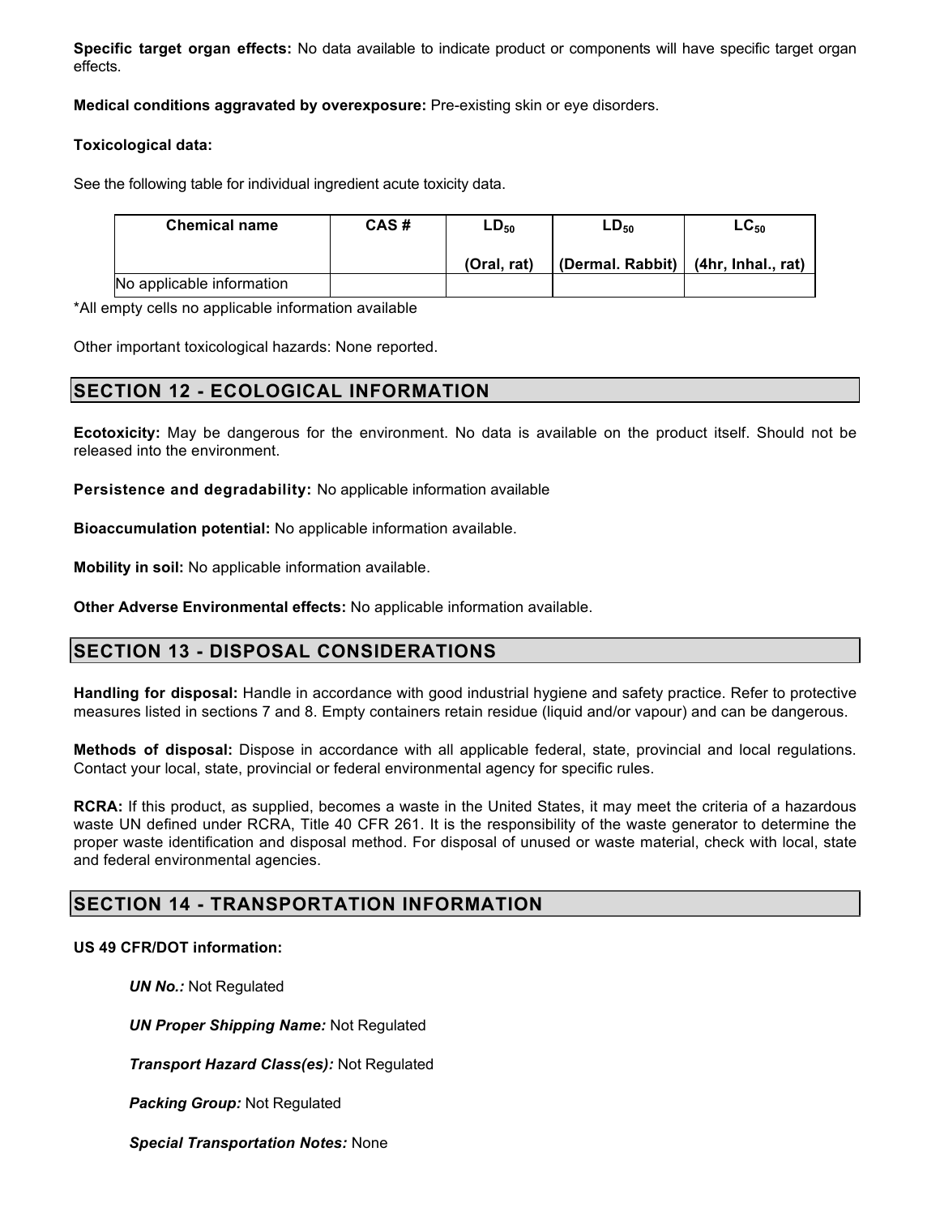**Specific target organ effects:** No data available to indicate product or components will have specific target organ effects.

**Medical conditions aggravated by overexposure:** Pre-existing skin or eye disorders.

**Toxicological data:**

See the following table for individual ingredient acute toxicity data.

| Chemical name | CAS # | $LD_{50}$ (Oral, rat) | $LD_{50}$ (Dermal. Rabbit) | $LC_{50}$ (4hr, Inhal., rat) |
|---|---|---|---|---|
| No applicable information | | | | |

*All empty cells no applicable information available

Other important toxicological hazards: None reported.

## SECTION 12 - ECOLOGICAL INFORMATION

**Ecotoxicity:** May be dangerous for the environment. No data is available on the product itself. Should not be released into the environment.

**Persistence and degradability:** No applicable information available

**Bioaccumulation potential:** No applicable information available.

**Mobility in soil:** No applicable information available.

**Other Adverse Environmental effects:** No applicable information available.

## SECTION 13 - DISPOSAL CONSIDERATIONS

**Handling for disposal:** Handle in accordance with good industrial hygiene and safety practice. Refer to protective measures listed in sections 7 and 8. Empty containers retain residue (liquid and/or vapour) and can be dangerous.

**Methods of disposal:** Dispose in accordance with all applicable federal, state, provincial and local regulations. Contact your local, state, provincial or federal environmental agency for specific rules.

**RCRA:** If this product, as supplied, becomes a waste in the United States, it may meet the criteria of a hazardous waste UN defined under RCRA, Title 40 CFR 261. It is the responsibility of the waste generator to determine the proper waste identification and disposal method. For disposal of unused or waste material, check with local, state and federal environmental agencies.

## SECTION 14 - TRANSPORTATION INFORMATION

**US 49 CFR/DOT information:**

***UN No.:*** Not Regulated

***UN Proper Shipping Name:*** Not Regulated

***Transport Hazard Class(es):*** Not Regulated

***Packing Group:*** Not Regulated

***Special Transportation Notes:*** None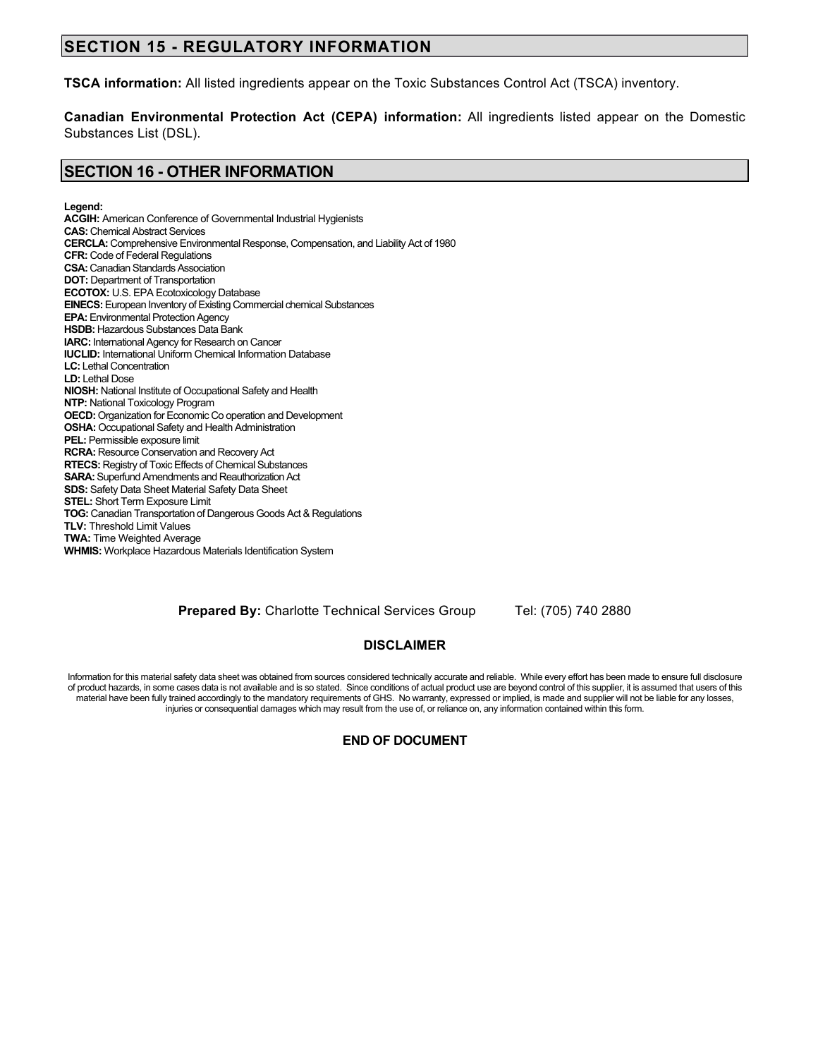## SECTION 15 - REGULATORY INFORMATION

**TSCA information:** All listed ingredients appear on the Toxic Substances Control Act (TSCA) inventory.

**Canadian Environmental Protection Act (CEPA) information:** All ingredients listed appear on the Domestic Substances List (DSL).

## SECTION 16 - OTHER INFORMATION

**Legend:**
**ACGIH:** American Conference of Governmental Industrial Hygienists
**CAS:** Chemical Abstract Services
**CERCLA:** Comprehensive Environmental Response, Compensation, and Liability Act of 1980
**CFR:** Code of Federal Regulations
**CSA:** Canadian Standards Association
**DOT:** Department of Transportation
**ECOTOX:** U.S. EPA Ecotoxicology Database
**EINECS:** European Inventory of Existing Commercial chemical Substances
**EPA:** Environmental Protection Agency
**HSDB:** Hazardous Substances Data Bank
**IARC:** International Agency for Research on Cancer
**IUCLID:** International Uniform Chemical Information Database
**LC:** Lethal Concentration
**LD:** Lethal Dose
**NIOSH:** National Institute of Occupational Safety and Health
**NTP:** National Toxicology Program
**OECD:** Organization for Economic Co operation and Development
**OSHA:** Occupational Safety and Health Administration
**PEL:** Permissible exposure limit
**RCRA:** Resource Conservation and Recovery Act
**RTECS:** Registry of Toxic Effects of Chemical Substances
**SARA:** Superfund Amendments and Reauthorization Act
**SDS:** Safety Data Sheet Material Safety Data Sheet
**STEL:** Short Term Exposure Limit
**TOG:** Canadian Transportation of Dangerous Goods Act & Regulations
**TLV:** Threshold Limit Values
**TWA:** Time Weighted Average
**WHMIS:** Workplace Hazardous Materials Identification System

**Prepared By:** Charlotte Technical Services Group Tel: (705) 740 2880

**DISCLAIMER**

Information for this material safety data sheet was obtained from sources considered technically accurate and reliable. While every effort has been made to ensure full disclosure of product hazards, in some cases data is not available and is so stated. Since conditions of actual product use are beyond control of this supplier, it is assumed that users of this material have been fully trained accordingly to the mandatory requirements of GHS. No warranty, expressed or implied, is made and supplier will not be liable for any losses, injuries or consequential damages which may result from the use of, or reliance on, any information contained within this form.

**END OF DOCUMENT**